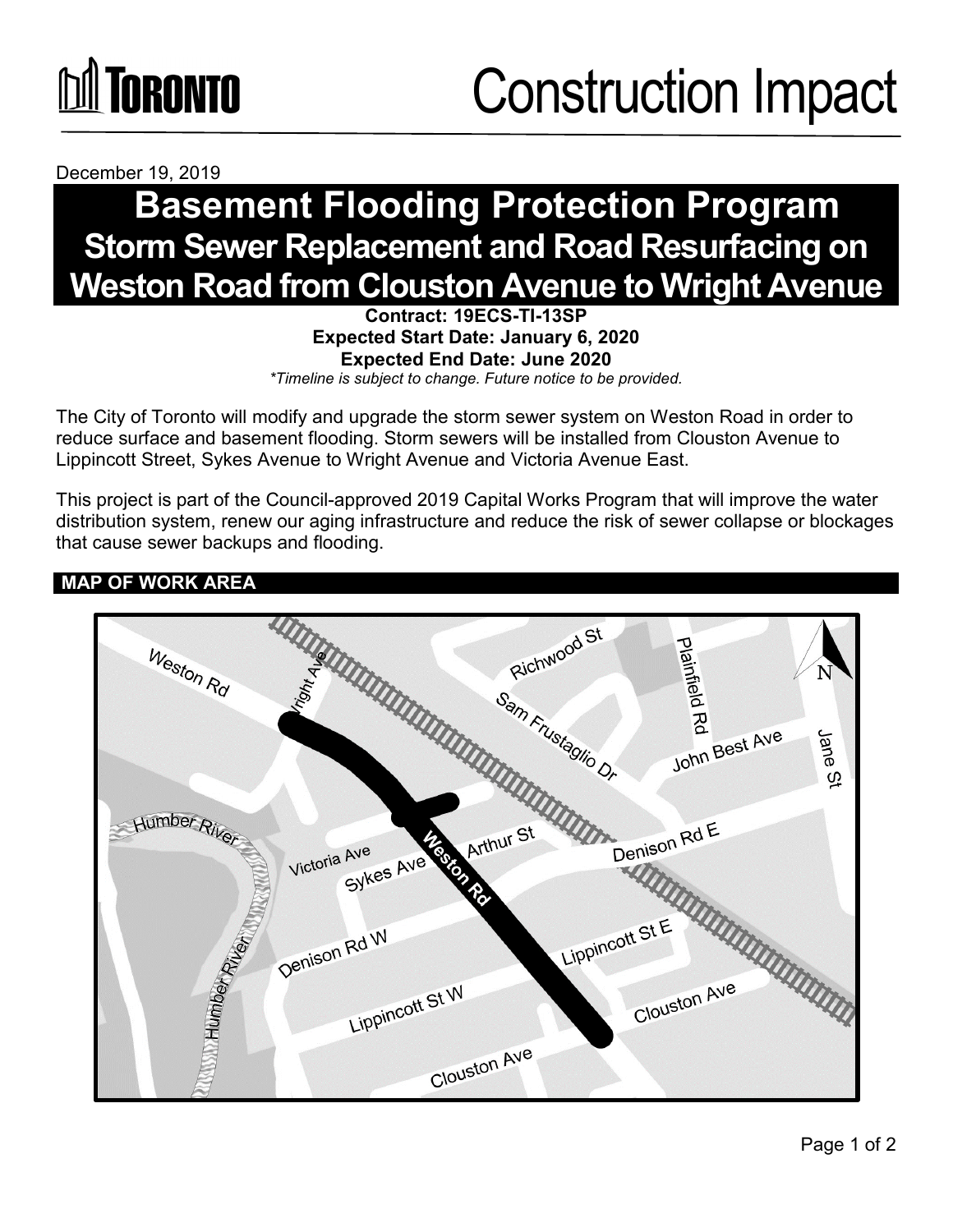# Toronto — Construction Impact

December 19, 2019

# Basement Flooding Protection Program

## Storm Sewer Replacement and Road Resurfacing on Weston Road from Clouston Avenue to Wright Avenue

**Contract: 19ECS-TI-13SP**
**Expected Start Date: January 6, 2020**
**Expected End Date: June 2020**
*\*Timeline is subject to change. Future notice to be provided.*

The City of Toronto will modify and upgrade the storm sewer system on Weston Road in order to reduce surface and basement flooding. Storm sewers will be installed from Clouston Avenue to Lippincott Street, Sykes Avenue to Wright Avenue and Victoria Avenue East.

This project is part of the Council-approved 2019 Capital Works Program that will improve the water distribution system, renew our aging infrastructure and reduce the risk of sewer collapse or blockages that cause sewer backups and flooding.

## MAP OF WORK AREA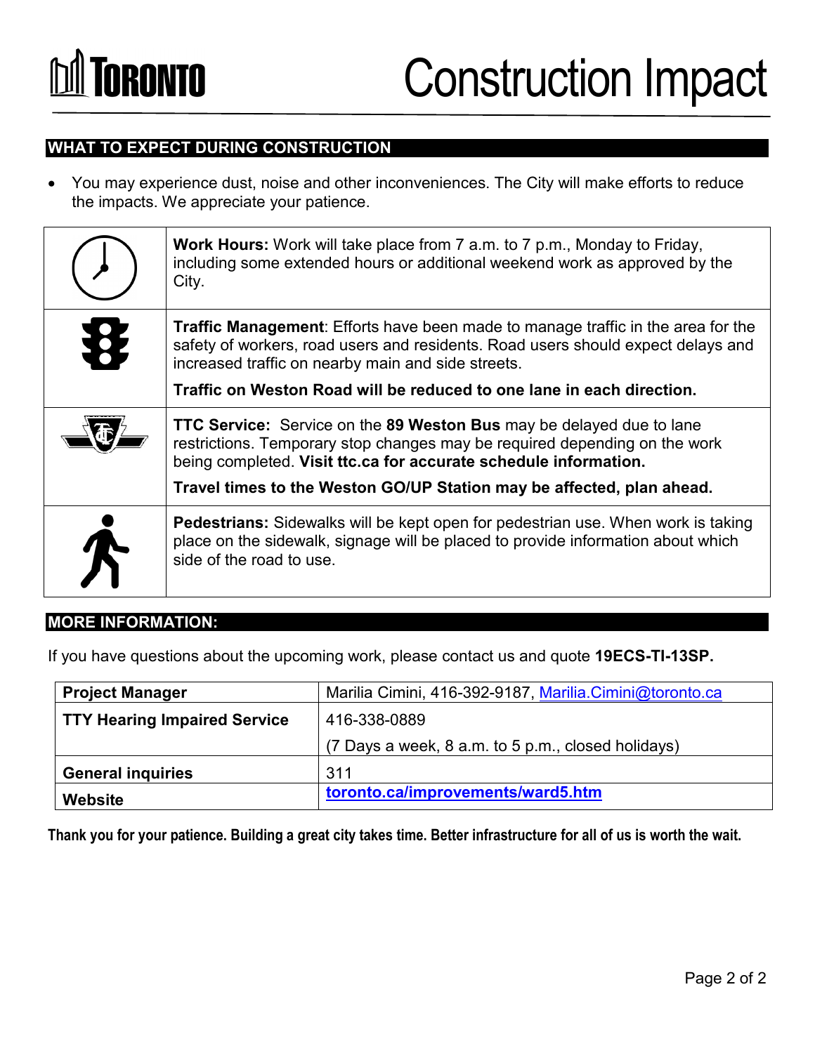# Construction Impact

## WHAT TO EXPECT DURING CONSTRUCTION

- You may experience dust, noise and other inconveniences. The City will make efforts to reduce the impacts. We appreciate your patience.

**Work Hours:** Work will take place from 7 a.m. to 7 p.m., Monday to Friday, including some extended hours or additional weekend work as approved by the City.

**Traffic Management**: Efforts have been made to manage traffic in the area for the safety of workers, road users and residents. Road users should expect delays and increased traffic on nearby main and side streets.

**Traffic on Weston Road will be reduced to one lane in each direction.**

**TTC Service:** Service on the **89 Weston Bus** may be delayed due to lane restrictions. Temporary stop changes may be required depending on the work being completed. **Visit ttc.ca for accurate schedule information.**

**Travel times to the Weston GO/UP Station may be affected, plan ahead.**

**Pedestrians:** Sidewalks will be kept open for pedestrian use. When work is taking place on the sidewalk, signage will be placed to provide information about which side of the road to use.

## MORE INFORMATION:

If you have questions about the upcoming work, please contact us and quote **19ECS-TI-13SP.**

| | |
|---|---|
| **Project Manager** | Marilia Cimini, 416-392-9187, Marilia.Cimini@toronto.ca |
| **TTY Hearing Impaired Service** | 416-338-0889<br>(7 Days a week, 8 a.m. to 5 p.m., closed holidays) |
| **General inquiries** | 311 |
| **Website** | **toronto.ca/improvements/ward5.htm** |

**Thank you for your patience. Building a great city takes time. Better infrastructure for all of us is worth the wait.**